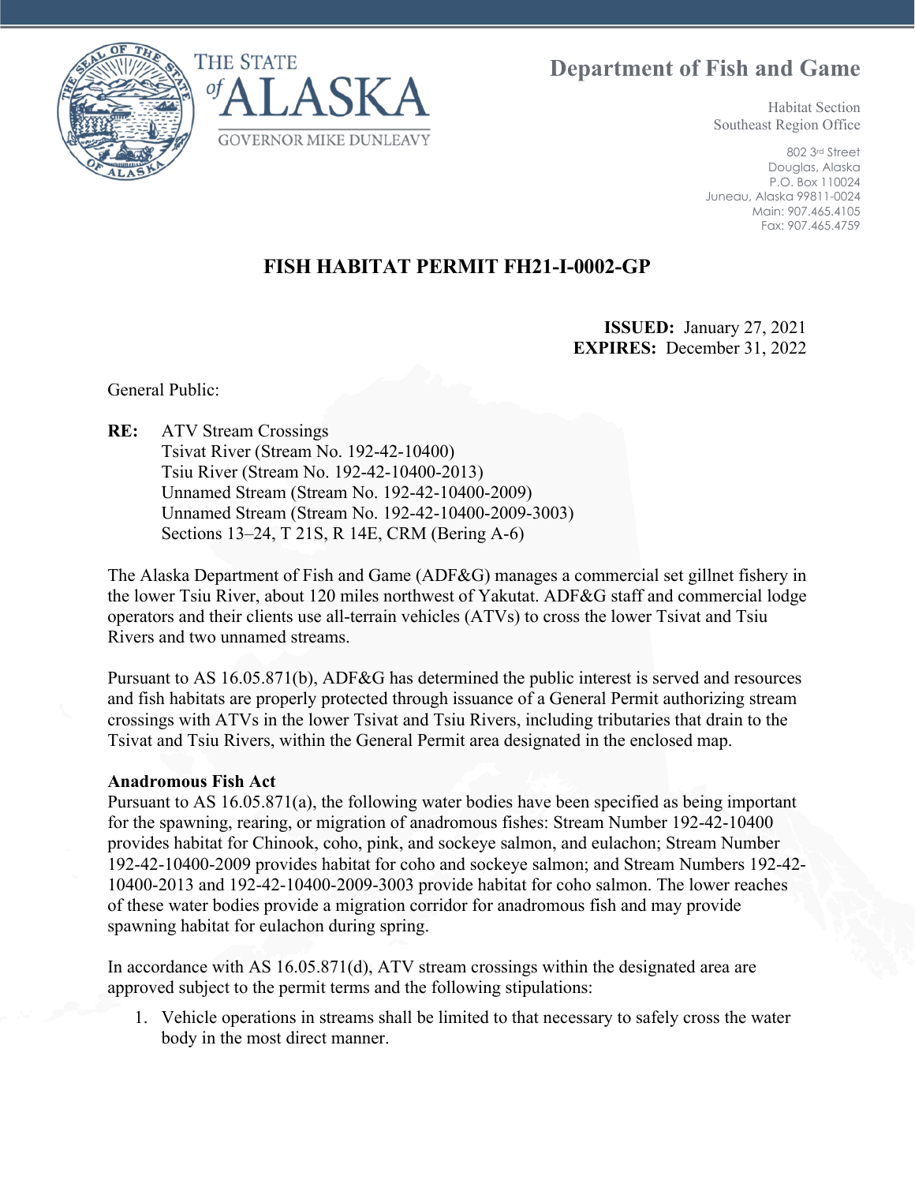THE STATE of ALASKA
GOVERNOR MIKE DUNLEAVY

# Department of Fish and Game

Habitat Section
Southeast Region Office

802 3rd Street
Douglas, Alaska
P.O. Box 110024
Juneau, Alaska 99811-0024
Main: 907.465.4105
Fax: 907.465.4759

## FISH HABITAT PERMIT FH21-I-0002-GP

**ISSUED:** January 27, 2021
**EXPIRES:** December 31, 2022

General Public:

**RE:** ATV Stream Crossings
Tsivat River (Stream No. 192-42-10400)
Tsiu River (Stream No. 192-42-10400-2013)
Unnamed Stream (Stream No. 192-42-10400-2009)
Unnamed Stream (Stream No. 192-42-10400-2009-3003)
Sections 13–24, T 21S, R 14E, CRM (Bering A-6)

The Alaska Department of Fish and Game (ADF&G) manages a commercial set gillnet fishery in the lower Tsiu River, about 120 miles northwest of Yakutat. ADF&G staff and commercial lodge operators and their clients use all-terrain vehicles (ATVs) to cross the lower Tsivat and Tsiu Rivers and two unnamed streams.

Pursuant to AS 16.05.871(b), ADF&G has determined the public interest is served and resources and fish habitats are properly protected through issuance of a General Permit authorizing stream crossings with ATVs in the lower Tsivat and Tsiu Rivers, including tributaries that drain to the Tsivat and Tsiu Rivers, within the General Permit area designated in the enclosed map.

**Anadromous Fish Act**
Pursuant to AS 16.05.871(a), the following water bodies have been specified as being important for the spawning, rearing, or migration of anadromous fishes: Stream Number 192-42-10400 provides habitat for Chinook, coho, pink, and sockeye salmon, and eulachon; Stream Number 192-42-10400-2009 provides habitat for coho and sockeye salmon; and Stream Numbers 192-42-10400-2013 and 192-42-10400-2009-3003 provide habitat for coho salmon. The lower reaches of these water bodies provide a migration corridor for anadromous fish and may provide spawning habitat for eulachon during spring.

In accordance with AS 16.05.871(d), ATV stream crossings within the designated area are approved subject to the permit terms and the following stipulations:

1. Vehicle operations in streams shall be limited to that necessary to safely cross the water body in the most direct manner.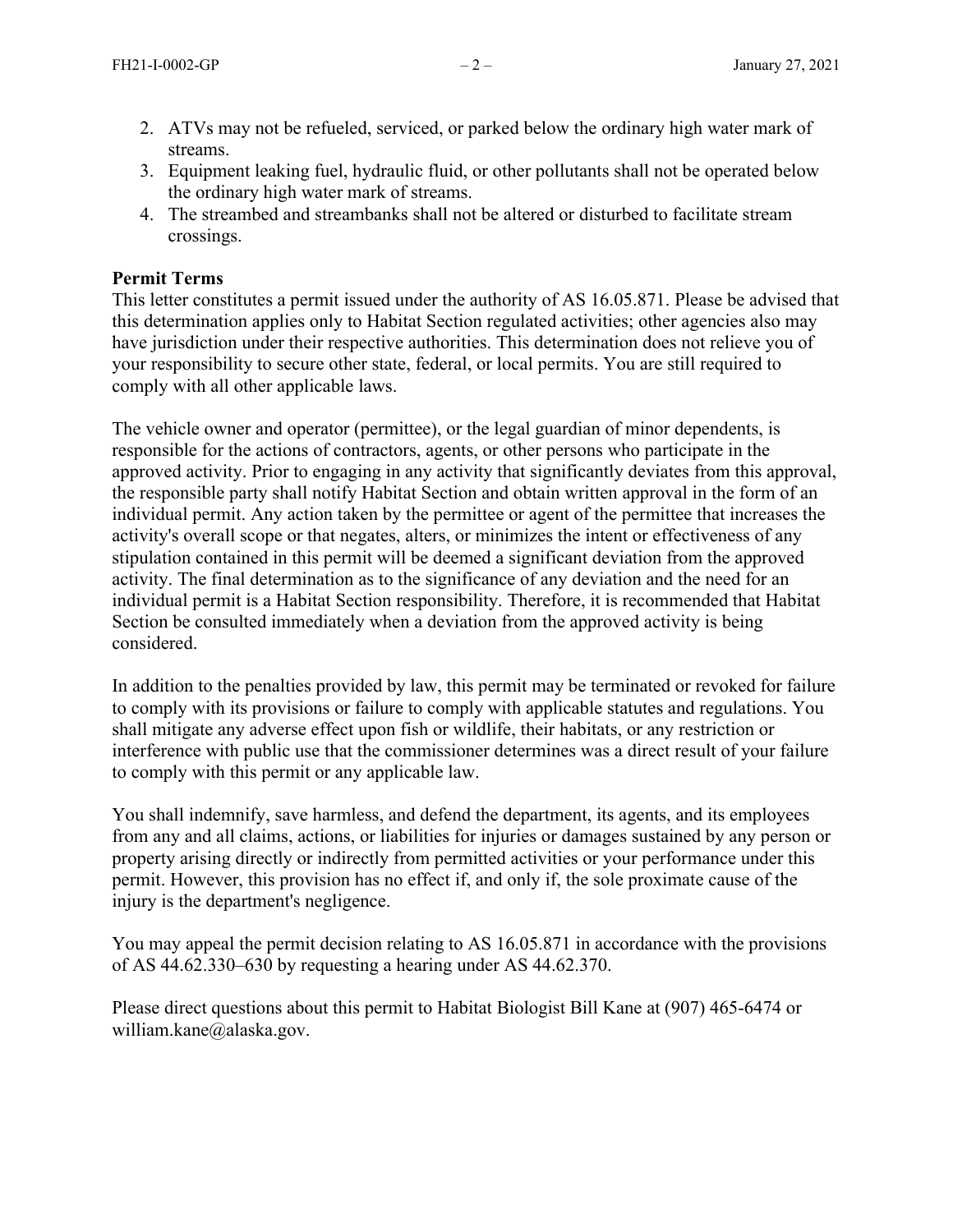2. ATVs may not be refueled, serviced, or parked below the ordinary high water mark of streams.
3. Equipment leaking fuel, hydraulic fluid, or other pollutants shall not be operated below the ordinary high water mark of streams.
4. The streambed and streambanks shall not be altered or disturbed to facilitate stream crossings.

**Permit Terms**

This letter constitutes a permit issued under the authority of AS 16.05.871. Please be advised that this determination applies only to Habitat Section regulated activities; other agencies also may have jurisdiction under their respective authorities. This determination does not relieve you of your responsibility to secure other state, federal, or local permits. You are still required to comply with all other applicable laws.

The vehicle owner and operator (permittee), or the legal guardian of minor dependents, is responsible for the actions of contractors, agents, or other persons who participate in the approved activity. Prior to engaging in any activity that significantly deviates from this approval, the responsible party shall notify Habitat Section and obtain written approval in the form of an individual permit. Any action taken by the permittee or agent of the permittee that increases the activity's overall scope or that negates, alters, or minimizes the intent or effectiveness of any stipulation contained in this permit will be deemed a significant deviation from the approved activity. The final determination as to the significance of any deviation and the need for an individual permit is a Habitat Section responsibility. Therefore, it is recommended that Habitat Section be consulted immediately when a deviation from the approved activity is being considered.

In addition to the penalties provided by law, this permit may be terminated or revoked for failure to comply with its provisions or failure to comply with applicable statutes and regulations. You shall mitigate any adverse effect upon fish or wildlife, their habitats, or any restriction or interference with public use that the commissioner determines was a direct result of your failure to comply with this permit or any applicable law.

You shall indemnify, save harmless, and defend the department, its agents, and its employees from any and all claims, actions, or liabilities for injuries or damages sustained by any person or property arising directly or indirectly from permitted activities or your performance under this permit. However, this provision has no effect if, and only if, the sole proximate cause of the injury is the department's negligence.

You may appeal the permit decision relating to AS 16.05.871 in accordance with the provisions of AS 44.62.330–630 by requesting a hearing under AS 44.62.370.

Please direct questions about this permit to Habitat Biologist Bill Kane at (907) 465-6474 or william.kane@alaska.gov.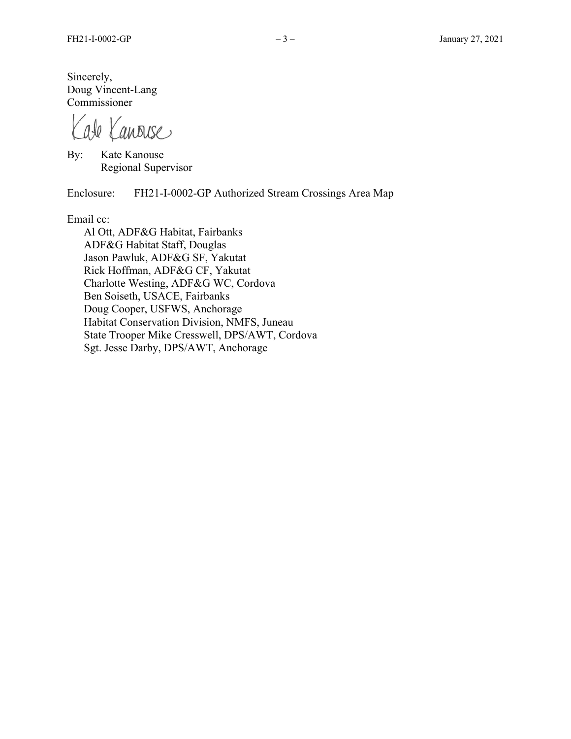Sincerely,
Doug Vincent-Lang
Commissioner

Kate Kanouse

By: Kate Kanouse
Regional Supervisor

Enclosure: FH21-I-0002-GP Authorized Stream Crossings Area Map

Email cc:
Al Ott, ADF&G Habitat, Fairbanks
ADF&G Habitat Staff, Douglas
Jason Pawluk, ADF&G SF, Yakutat
Rick Hoffman, ADF&G CF, Yakutat
Charlotte Westing, ADF&G WC, Cordova
Ben Soiseth, USACE, Fairbanks
Doug Cooper, USFWS, Anchorage
Habitat Conservation Division, NMFS, Juneau
State Trooper Mike Cresswell, DPS/AWT, Cordova
Sgt. Jesse Darby, DPS/AWT, Anchorage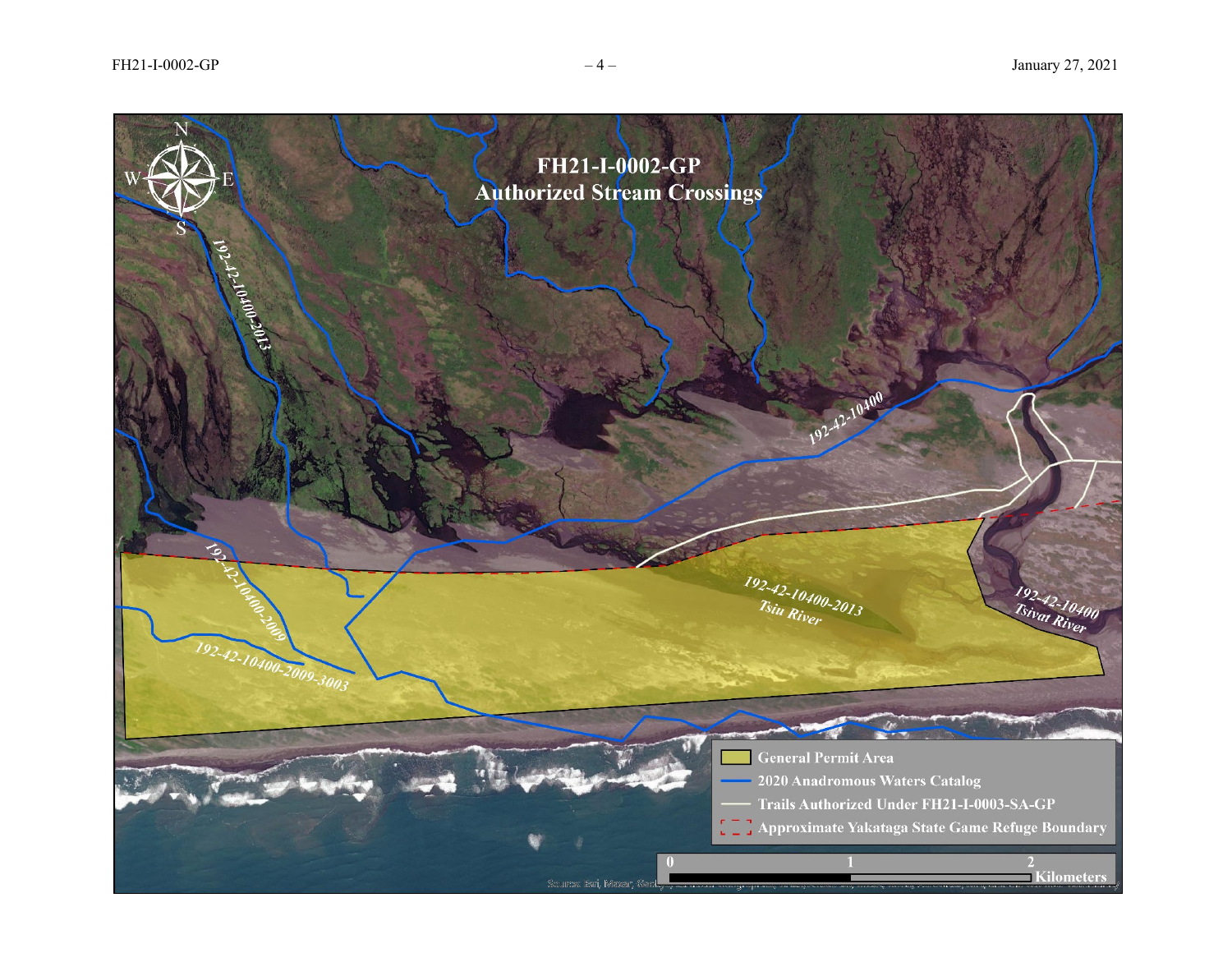FH21-I-0002-GP
Authorized Stream Crossings

N
W
E
S

192-42-10400-2013

192-42-10400

192-42-10400-2009

192-42-10400-2009-3003

192-42-10400-2013
Tsiu River

192-42-10400
Tsivat River

General Permit Area
2020 Anadromous Waters Catalog
Trails Authorized Under FH21-I-0003-SA-GP
Approximate Yakataga State Game Refuge Boundary

0
1
2
Kilometers